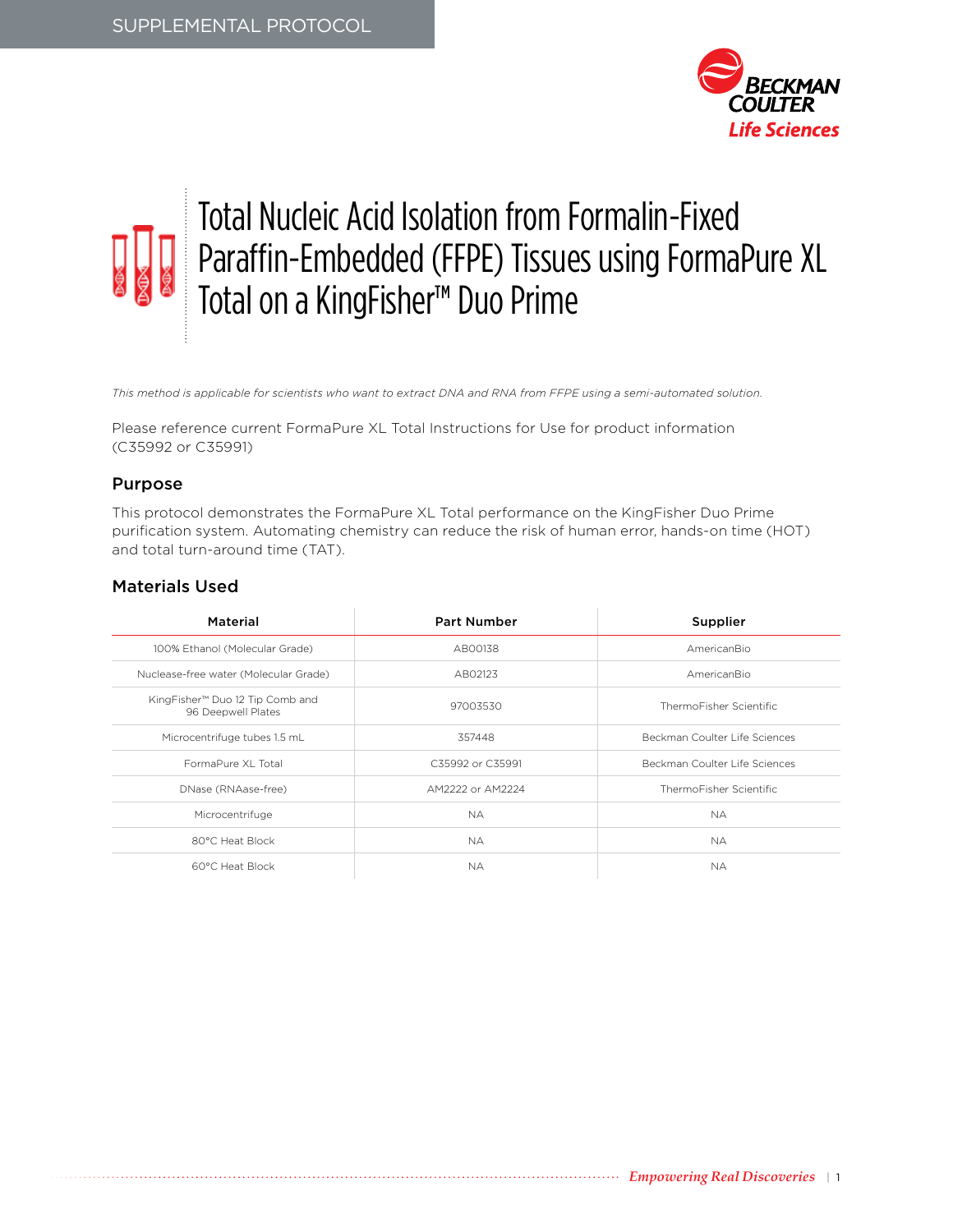SUPPLEMENTAL PROTOCOL

# Total Nucleic Acid Isolation from Formalin-Fixed Paraffin-Embedded (FFPE) Tissues using FormaPure XL Total on a KingFisher™ Duo Prime

*This method is applicable for scientists who want to extract DNA and RNA from FFPE using a semi-automated solution.*

Please reference current FormaPure XL Total Instructions for Use for product information (C35992 or C35991)

## Purpose

This protocol demonstrates the FormaPure XL Total performance on the KingFisher Duo Prime purification system. Automating chemistry can reduce the risk of human error, hands-on time (HOT) and total turn-around time (TAT).

## Materials Used

| Material | Part Number | Supplier |
|---|---|---|
| 100% Ethanol (Molecular Grade) | AB00138 | AmericanBio |
| Nuclease-free water (Molecular Grade) | AB02123 | AmericanBio |
| KingFisher™ Duo 12 Tip Comb and 96 Deepwell Plates | 97003530 | ThermoFisher Scientific |
| Microcentrifuge tubes 1.5 mL | 357448 | Beckman Coulter Life Sciences |
| FormaPure XL Total | C35992 or C35991 | Beckman Coulter Life Sciences |
| DNase (RNAase-free) | AM2222 or AM2224 | ThermoFisher Scientific |
| Microcentrifuge | NA | NA |
| 80°C Heat Block | NA | NA |
| 60°C Heat Block | NA | NA |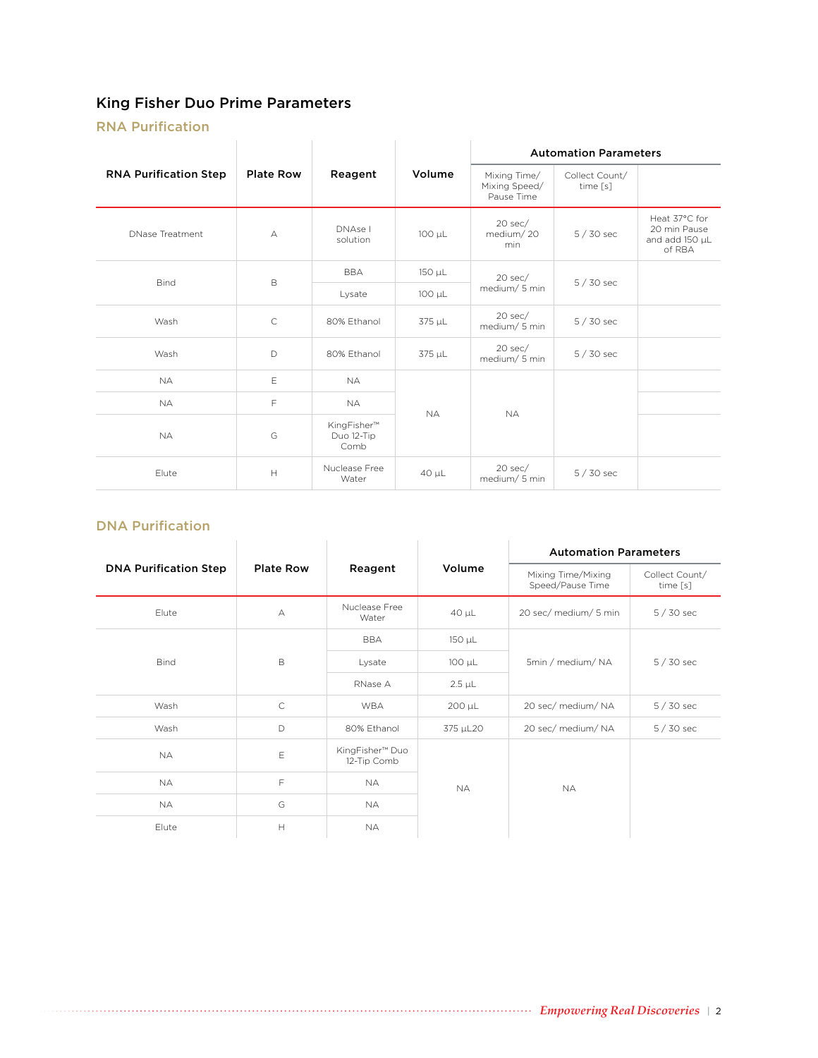# King Fisher Duo Prime Parameters

## RNA Purification

| RNA Purification Step | Plate Row | Reagent | Volume | Automation Parameters | | |
|---|---|---|---|---|---|---|
| | | | | Mixing Time/ Mixing Speed/ Pause Time | Collect Count/ time [s] | |
| DNase Treatment | A | DNAse I solution | 100 µL | 20 sec/ medium/ 20 min | 5 / 30 sec | Heat 37°C for 20 min Pause and add 150 µL of RBA |
| Bind | B | BBA | 150 µL | 20 sec/ medium/ 5 min | 5 / 30 sec | |
| | | Lysate | 100 µL | | | |
| Wash | C | 80% Ethanol | 375 µL | 20 sec/ medium/ 5 min | 5 / 30 sec | |
| Wash | D | 80% Ethanol | 375 µL | 20 sec/ medium/ 5 min | 5 / 30 sec | |
| NA | E | NA | NA | NA | | |
| NA | F | NA | | | | |
| NA | G | KingFisher™ Duo 12-Tip Comb | | | | |
| Elute | H | Nuclease Free Water | 40 µL | 20 sec/ medium/ 5 min | 5 / 30 sec | |

## DNA Purification

| DNA Purification Step | Plate Row | Reagent | Volume | Automation Parameters | |
|---|---|---|---|---|---|
| | | | | Mixing Time/Mixing Speed/Pause Time | Collect Count/ time [s] |
| Elute | A | Nuclease Free Water | 40 µL | 20 sec/ medium/ 5 min | 5 / 30 sec |
| Bind | B | BBA | 150 µL | 5min / medium/ NA | 5 / 30 sec |
| | | Lysate | 100 µL | | |
| | | RNase A | 2.5 µL | | |
| Wash | C | WBA | 200 µL | 20 sec/ medium/ NA | 5 / 30 sec |
| Wash | D | 80% Ethanol | 375 µL20 | 20 sec/ medium/ NA | 5 / 30 sec |
| NA | E | KingFisher™ Duo 12-Tip Comb | NA | NA | |
| NA | F | NA | | | |
| NA | G | NA | | | |
| Elute | H | NA | | | |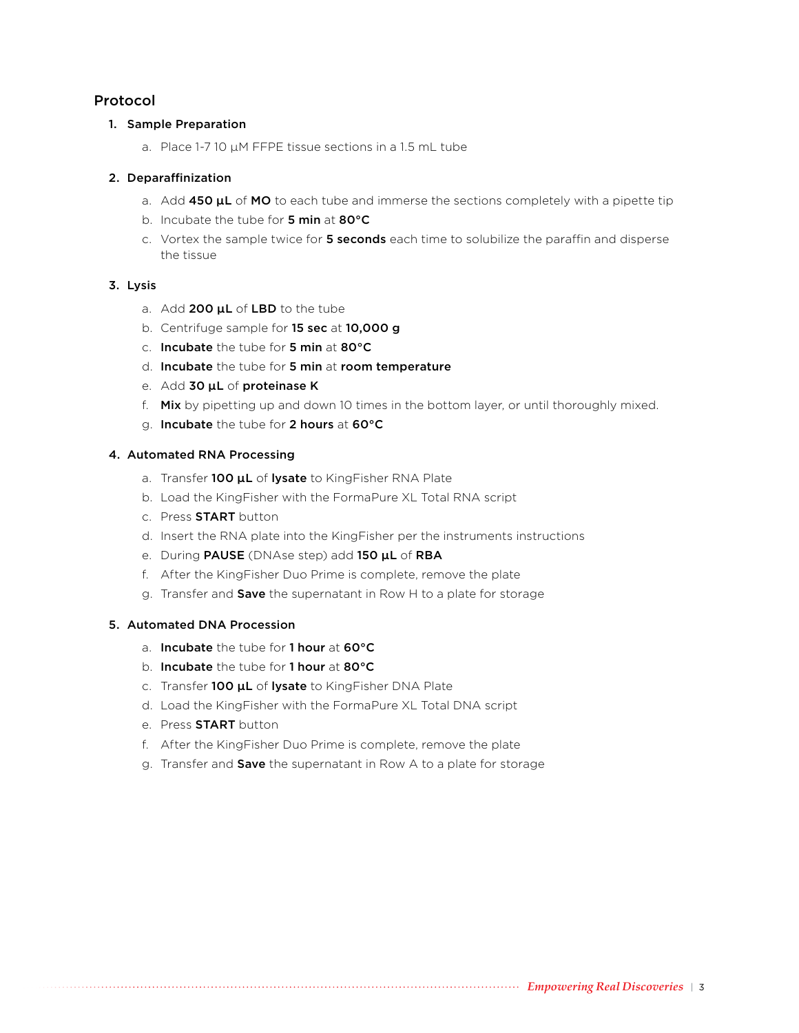## Protocol

1. **Sample Preparation**
    a. Place 1-7 10 µM FFPE tissue sections in a 1.5 mL tube

2. **Deparaffinization**
    a. Add **450 µL** of **MO** to each tube and immerse the sections completely with a pipette tip
    b. Incubate the tube for **5 min** at **80°C**
    c. Vortex the sample twice for **5 seconds** each time to solubilize the paraffin and disperse the tissue

3. **Lysis**
    a. Add **200 µL** of **LBD** to the tube
    b. Centrifuge sample for **15 sec** at **10,000 g**
    c. **Incubate** the tube for **5 min** at **80°C**
    d. **Incubate** the tube for **5 min** at **room temperature**
    e. Add **30 µL** of **proteinase K**
    f. **Mix** by pipetting up and down 10 times in the bottom layer, or until thoroughly mixed.
    g. **Incubate** the tube for **2 hours** at **60°C**

4. **Automated RNA Processing**
    a. Transfer **100 µL** of **lysate** to KingFisher RNA Plate
    b. Load the KingFisher with the FormaPure XL Total RNA script
    c. Press **START** button
    d. Insert the RNA plate into the KingFisher per the instruments instructions
    e. During **PAUSE** (DNAse step) add **150 µL** of **RBA**
    f. After the KingFisher Duo Prime is complete, remove the plate
    g. Transfer and **Save** the supernatant in Row H to a plate for storage

5. **Automated DNA Procession**
    a. **Incubate** the tube for **1 hour** at **60°C**
    b. **Incubate** the tube for **1 hour** at **80°C**
    c. Transfer **100 µL** of **lysate** to KingFisher DNA Plate
    d. Load the KingFisher with the FormaPure XL Total DNA script
    e. Press **START** button
    f. After the KingFisher Duo Prime is complete, remove the plate
    g. Transfer and **Save** the supernatant in Row A to a plate for storage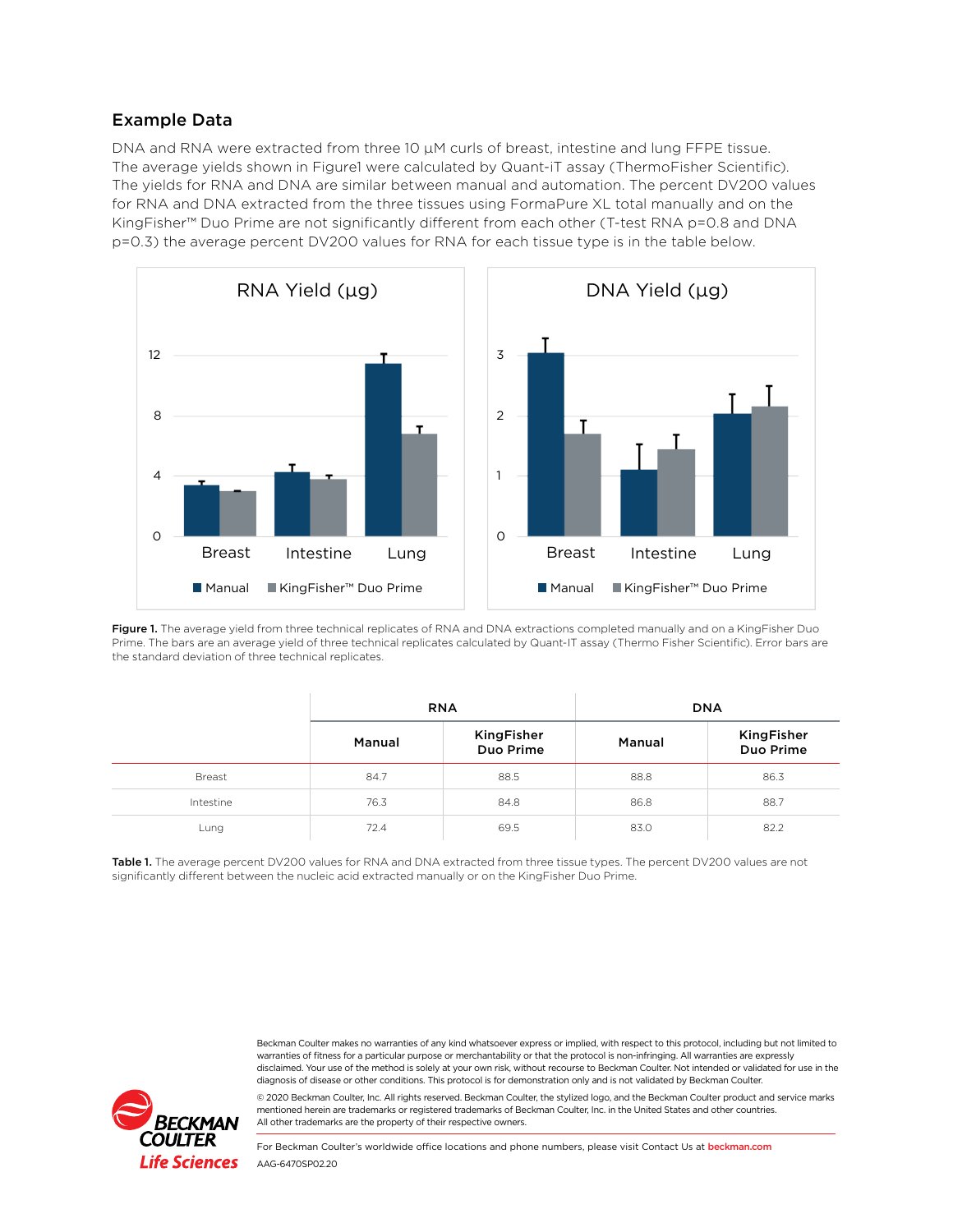## Example Data

DNA and RNA were extracted from three 10 µM curls of breast, intestine and lung FFPE tissue. The average yields shown in Figure1 were calculated by Quant-iT assay (ThermoFisher Scientific). The yields for RNA and DNA are similar between manual and automation. The percent DV200 values for RNA and DNA extracted from the three tissues using FormaPure XL total manually and on the KingFisher™ Duo Prime are not significantly different from each other (T-test RNA p=0.8 and DNA p=0.3) the average percent DV200 values for RNA for each tissue type is in the table below.

RNA Yield (µg)

12
8
4
0

Breast Intestine Lung

Manual KingFisher™ Duo Prime

DNA Yield (µg)

3
2
1
0

Breast Intestine Lung

Manual KingFisher™ Duo Prime

**Figure 1.** The average yield from three technical replicates of RNA and DNA extractions completed manually and on a KingFisher Duo Prime. The bars are an average yield of three technical replicates calculated by Quant-IT assay (Thermo Fisher Scientific). Error bars are the standard deviation of three technical replicates.

| | RNA | | DNA | |
|---|---|---|---|---|
| | Manual | KingFisher Duo Prime | Manual | KingFisher Duo Prime |
| Breast | 84.7 | 88.5 | 88.8 | 86.3 |
| Intestine | 76.3 | 84.8 | 86.8 | 88.7 |
| Lung | 72.4 | 69.5 | 83.0 | 82.2 |

**Table 1.** The average percent DV200 values for RNA and DNA extracted from three tissue types. The percent DV200 values are not significantly different between the nucleic acid extracted manually or on the KingFisher Duo Prime.

Beckman Coulter makes no warranties of any kind whatsoever express or implied, with respect to this protocol, including but not limited to warranties of fitness for a particular purpose or merchantability or that the protocol is non-infringing. All warranties are expressly disclaimed. Your use of the method is solely at your own risk, without recourse to Beckman Coulter. Not intended or validated for use in the diagnosis of disease or other conditions. This protocol is for demonstration only and is not validated by Beckman Coulter.

© 2020 Beckman Coulter, Inc. All rights reserved. Beckman Coulter, the stylized logo, and the Beckman Coulter product and service marks mentioned herein are trademarks or registered trademarks of Beckman Coulter, Inc. in the United States and other countries. All other trademarks are the property of their respective owners.

For Beckman Coulter's worldwide office locations and phone numbers, please visit Contact Us at beckman.com

AAG-6470SP02.20

BECKMAN COULTER Life Sciences